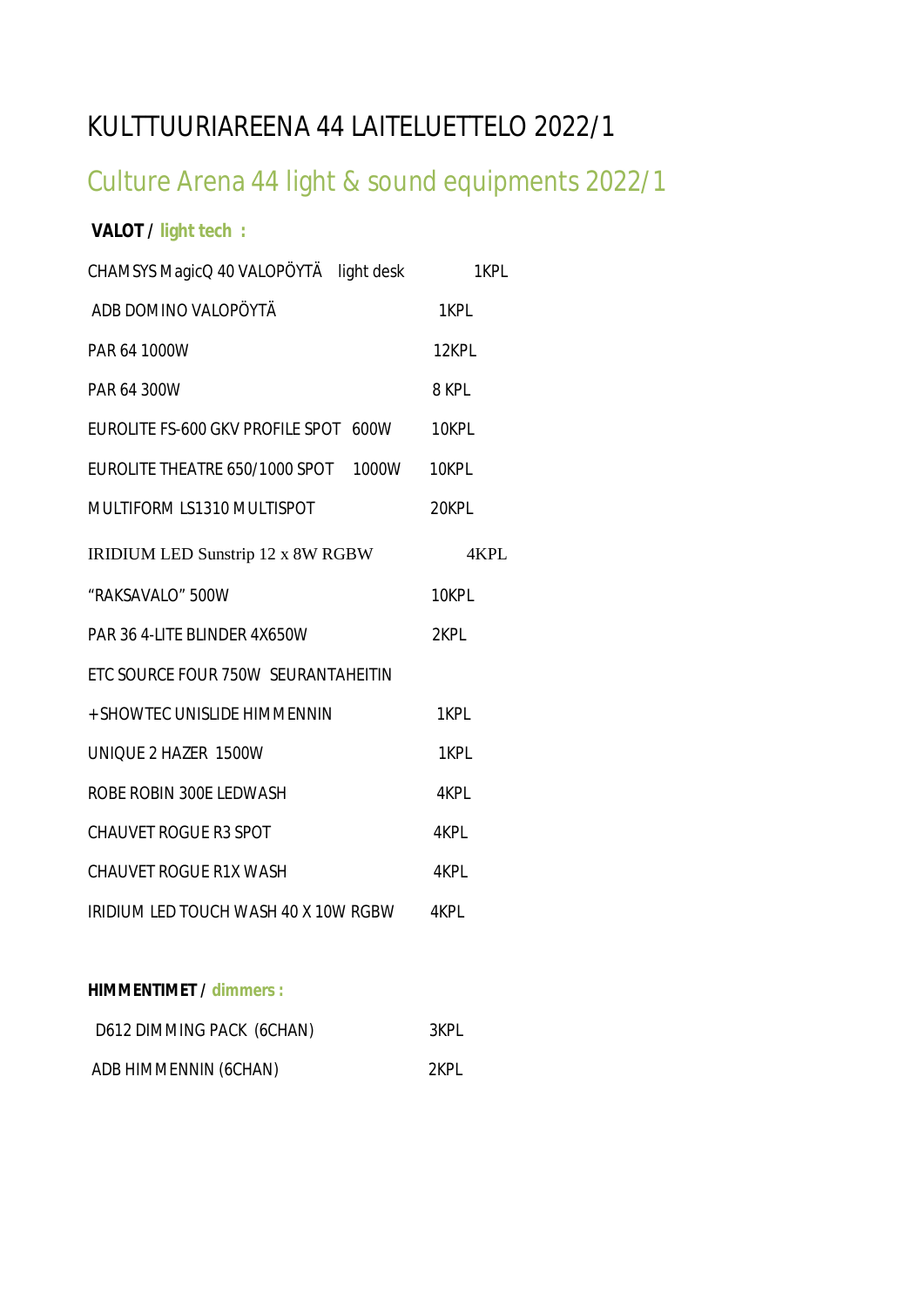# KULTTUURIAREENA 44 LAITELUETTELO 2022/1

## Culture Arena 44 light & sound equipments 2022/1

**VALOT / light tech :**

| | |
|---|---|
| CHAMSYS MagicQ 40 VALOPÖYTÄ light desk | 1KPL |
| ADB DOMINO VALOPÖYTÄ | 1KPL |
| PAR 64 1000W | 12KPL |
| PAR 64 300W | 8 KPL |
| EUROLITE FS-600 GKV PROFILE SPOT 600W | 10KPL |
| EUROLITE THEATRE 650/1000 SPOT 1000W | 10KPL |
| MULTIFORM LS1310 MULTISPOT | 20KPL |
| IRIDIUM LED Sunstrip 12 x 8W RGBW | 4KPL |
| "RAKSAVALO" 500W | 10KPL |
| PAR 36 4-LITE BLINDER 4X650W | 2KPL |
| ETC SOURCE FOUR 750W SEURANTAHEITIN + SHOWTEC UNISLIDE HIMMENNIN | 1KPL |
| UNIQUE 2 HAZER 1500W | 1KPL |
| ROBE ROBIN 300E LEDWASH | 4KPL |
| CHAUVET ROGUE R3 SPOT | 4KPL |
| CHAUVET ROGUE R1X WASH | 4KPL |
| IRIDIUM LED TOUCH WASH 40 X 10W RGBW | 4KPL |

**HIMMENTIMET / dimmers :**

| | |
|---|---|
| D612 DIMMING PACK (6CHAN) | 3KPL |
| ADB HIMMENNIN (6CHAN) | 2KPL |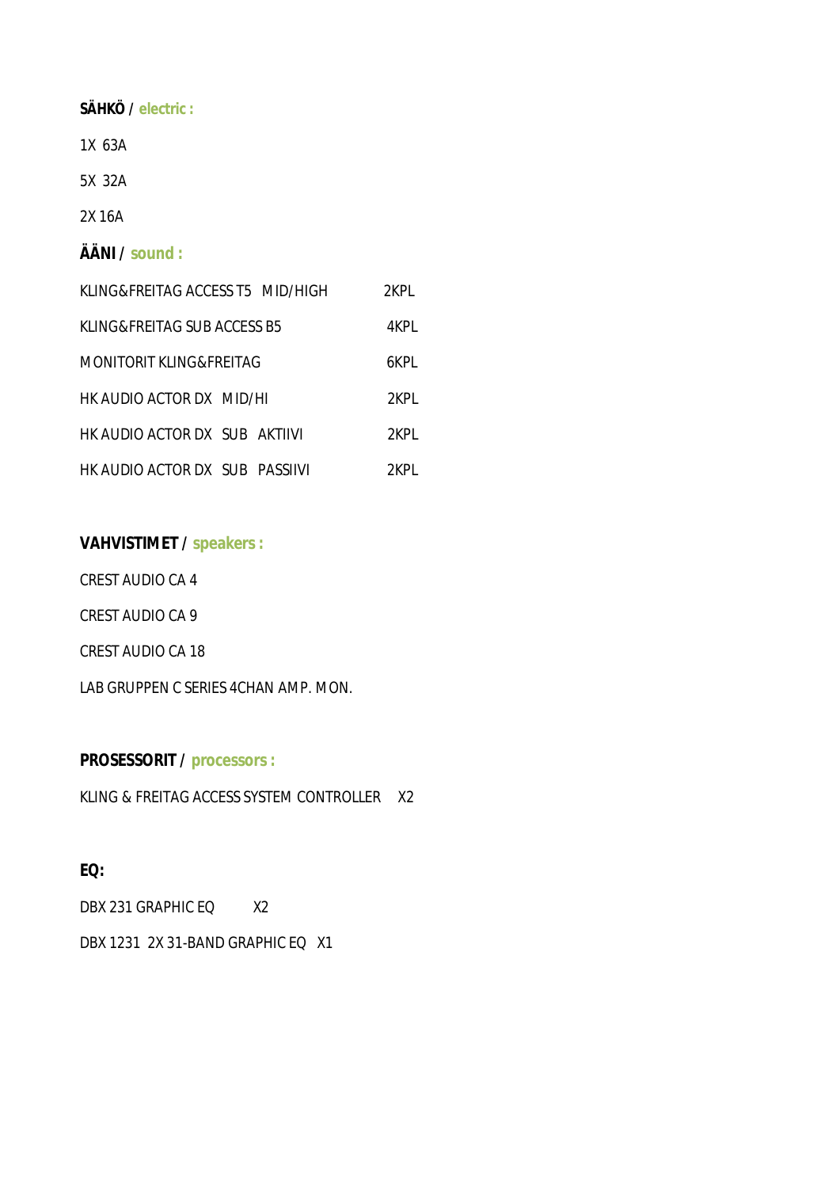**SÄHKÖ** / **electric :**

1X 63A

5X 32A

2X 16A

**ÄÄNI** / **sound :**

| | |
|---|---|
| KLING&FREITAG ACCESS T5 MID/HIGH | 2KPL |
| KLING&FREITAG SUB ACCESS B5 | 4KPL |
| MONITORIT KLING&FREITAG | 6KPL |
| HK AUDIO ACTOR DX MID/HI | 2KPL |
| HK AUDIO ACTOR DX SUB AKTIIVI | 2KPL |
| HK AUDIO ACTOR DX SUB PASSIIVI | 2KPL |

**VAHVISTIMET** / **speakers :**

CREST AUDIO CA 4

CREST AUDIO CA 9

CREST AUDIO CA 18

LAB GRUPPEN C SERIES 4CHAN AMP. MON.

**PROSESSORIT** / **processors :**

KLING & FREITAG ACCESS SYSTEM CONTROLLER X2

**EQ:**

DBX 231 GRAPHIC EQ X2

DBX 1231 2X 31-BAND GRAPHIC EQ X1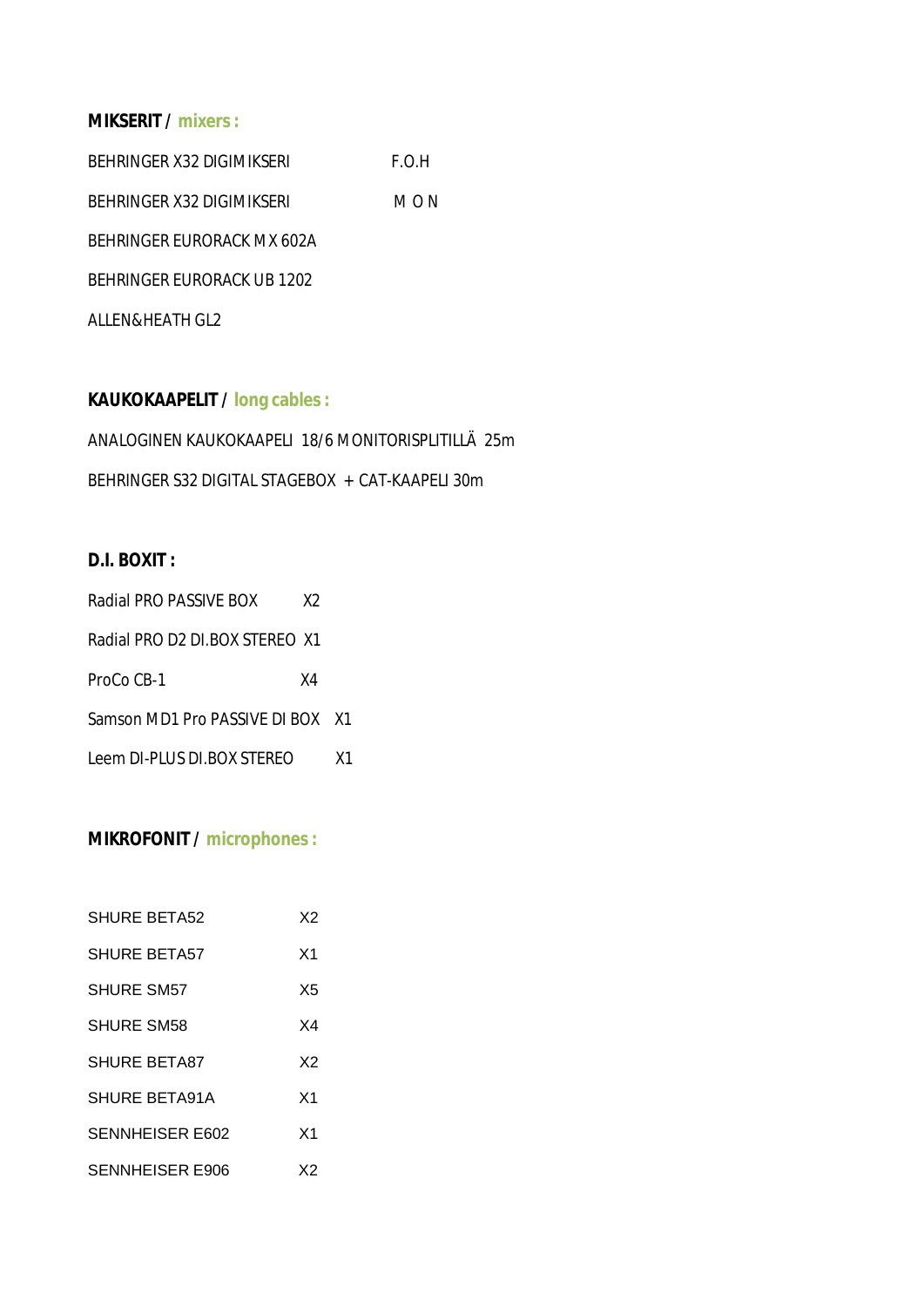**MIKSERIT / mixers :**

BEHRINGER X32 DIGIMIKSERI F.O.H

BEHRINGER X32 DIGIMIKSERI M O N

BEHRINGER EURORACK MX 602A

BEHRINGER EURORACK UB 1202

ALLEN&HEATH GL2

**KAUKOKAAPELIT / long cables :**

ANALOGINEN KAUKOKAAPELI 18/6 MONITORISPLITILLÄ 25m

BEHRINGER S32 DIGITAL STAGEBOX + CAT-KAAPELI 30m

**D.I. BOXIT :**

Radial PRO PASSIVE BOX X2

Radial PRO D2 DI.BOX STEREO X1

ProCo CB-1 X4

Samson MD1 Pro PASSIVE DI BOX X1

Leem DI-PLUS DI.BOX STEREO X1

**MIKROFONIT / microphones :**

SHURE BETA52 X2

SHURE BETA57 X1

SHURE SM57 X5

SHURE SM58 X4

SHURE BETA87 X2

SHURE BETA91A X1

SENNHEISER E602 X1

SENNHEISER E906 X2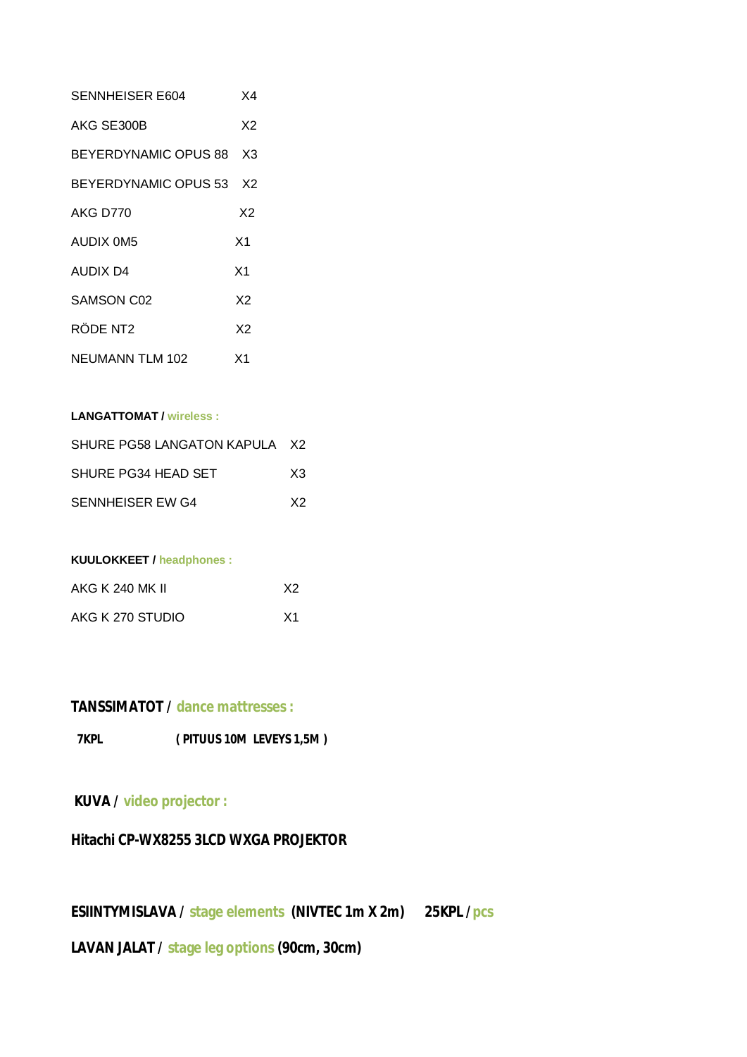| | |
|---|---|
| SENNHEISER E604 | X4 |
| AKG SE300B | X2 |
| BEYERDYNAMIC OPUS 88 | X3 |
| BEYERDYNAMIC OPUS 53 | X2 |
| AKG D770 | X2 |
| AUDIX 0M5 | X1 |
| AUDIX D4 | X1 |
| SAMSON C02 | X2 |
| RÖDE NT2 | X2 |
| NEUMANN TLM 102 | X1 |

**LANGATTOMAT /** **wireless :**

| | |
|---|---|
| SHURE PG58 LANGATON KAPULA | X2 |
| SHURE PG34 HEAD SET | X3 |
| SENNHEISER EW G4 | X2 |

**KUULOKKEET /** **headphones :**

| | |
|---|---|
| AKG K 240 MK II | X2 |
| AKG K 270 STUDIO | X1 |

**TANSSIMATOT /** **dance mattresses :**

**7KPL** **( PITUUS 10M LEVEYS 1,5M )**

**KUVA /** **video projector :**

**Hitachi CP-WX8255 3LCD WXGA PROJEKTOR**

**ESIINTYMISLAVA /** **stage elements** **(NIVTEC 1m X 2m)** **25KPL / pcs**

**LAVAN JALAT /** **stage leg options** **(90cm, 30cm)**